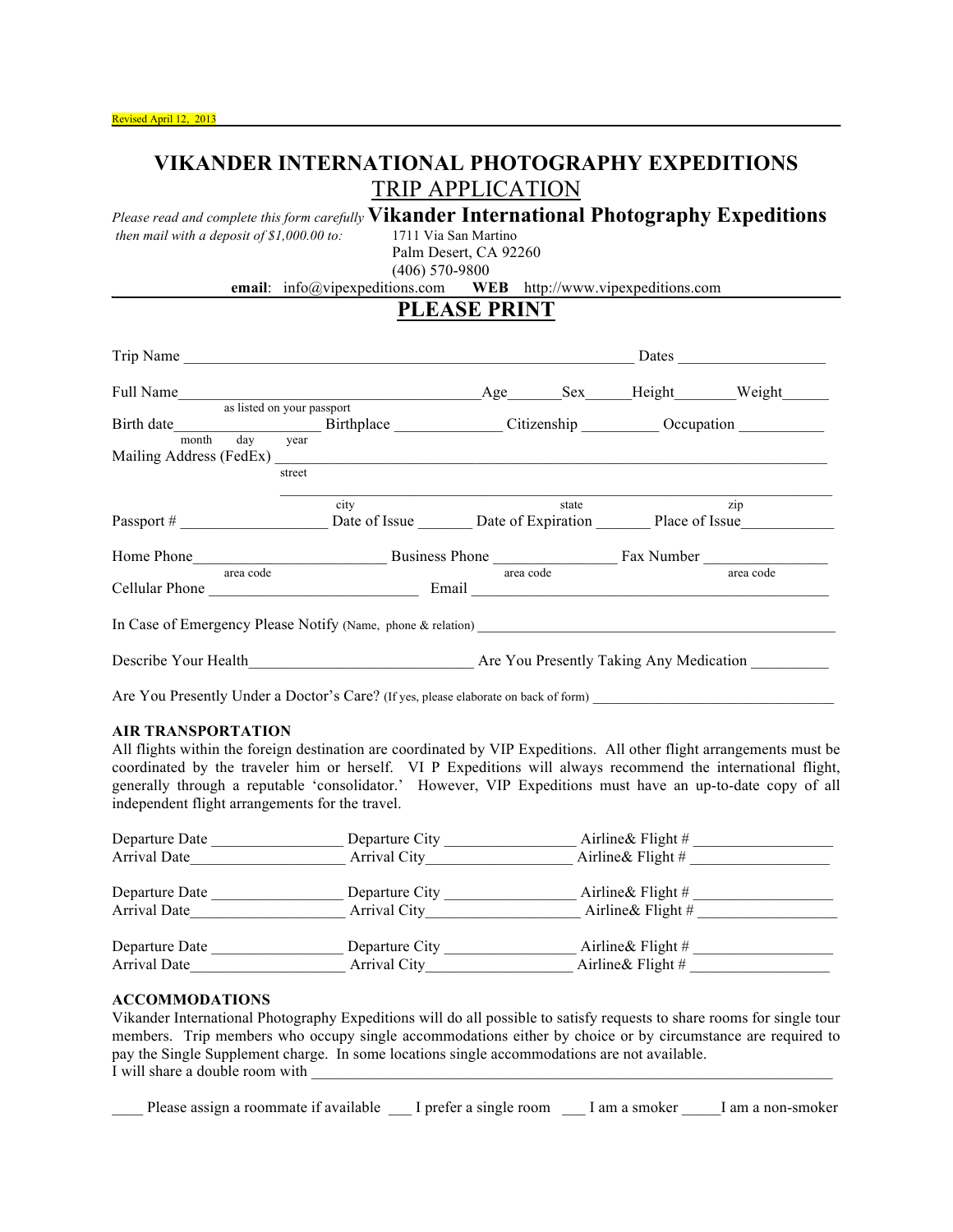Revised April 12, 2013

# VIKANDER INTERNATIONAL PHOTOGRAPHY EXPEDITIONS

## TRIP APPLICATION

*Please read and complete this form carefully* **Vikander International Photography Expeditions**
*then mail with a deposit of $1,000.00 to:* 1711 Via San Martino
Palm Desert, CA 92260
(406) 570-9800

**email**: info@vipexpeditions.com **WEB** http://www.vipexpeditions.com

## PLEASE PRINT

Trip Name ____________________________________________________________ Dates ___________________

Full Name_______________________________________Age_______Sex______Height________Weight______
as listed on your passport

Birth date___________________ Birthplace ______________ Citizenship __________ Occupation ___________
month day year

Mailing Address (FedEx) _______________________________________________________________________
street

_______________________________________________________________________
city state zip

Passport # ___________________ Date of Issue _______ Date of Expiration _______ Place of Issue____________

Home Phone_________________________ Business Phone ________________ Fax Number ________________
area code area code area code

Cellular Phone ___________________________ Email ______________________________________________

In Case of Emergency Please Notify (Name, phone & relation) ________________________________________________

Describe Your Health_____________________________ Are You Presently Taking Any Medication __________

Are You Presently Under a Doctor's Care? (If yes, please elaborate on back of form) _________________________________

**AIR TRANSPORTATION**

All flights within the foreign destination are coordinated by VIP Expeditions. All other flight arrangements must be coordinated by the traveler him or herself. VI P Expeditions will always recommend the international flight, generally through a reputable 'consolidator.' However, VIP Expeditions must have an up-to-date copy of all independent flight arrangements for the travel.

Departure Date _________________ Departure City _________________ Airline& Flight # __________________
Arrival Date____________________ Arrival City___________________ Airline& Flight # __________________

Departure Date _________________ Departure City _________________ Airline& Flight # __________________
Arrival Date____________________ Arrival City____________________ Airline& Flight # __________________

Departure Date _________________ Departure City _________________ Airline& Flight # __________________
Arrival Date____________________ Arrival City___________________ Airline& Flight # __________________

**ACCOMMODATIONS**

Vikander International Photography Expeditions will do all possible to satisfy requests to share rooms for single tour members. Trip members who occupy single accommodations either by choice or by circumstance are required to pay the Single Supplement charge. In some locations single accommodations are not available.

I will share a double room with ___________________________________________________________________

____ Please assign a roommate if available ___ I prefer a single room ___ I am a smoker _____I am a non-smoker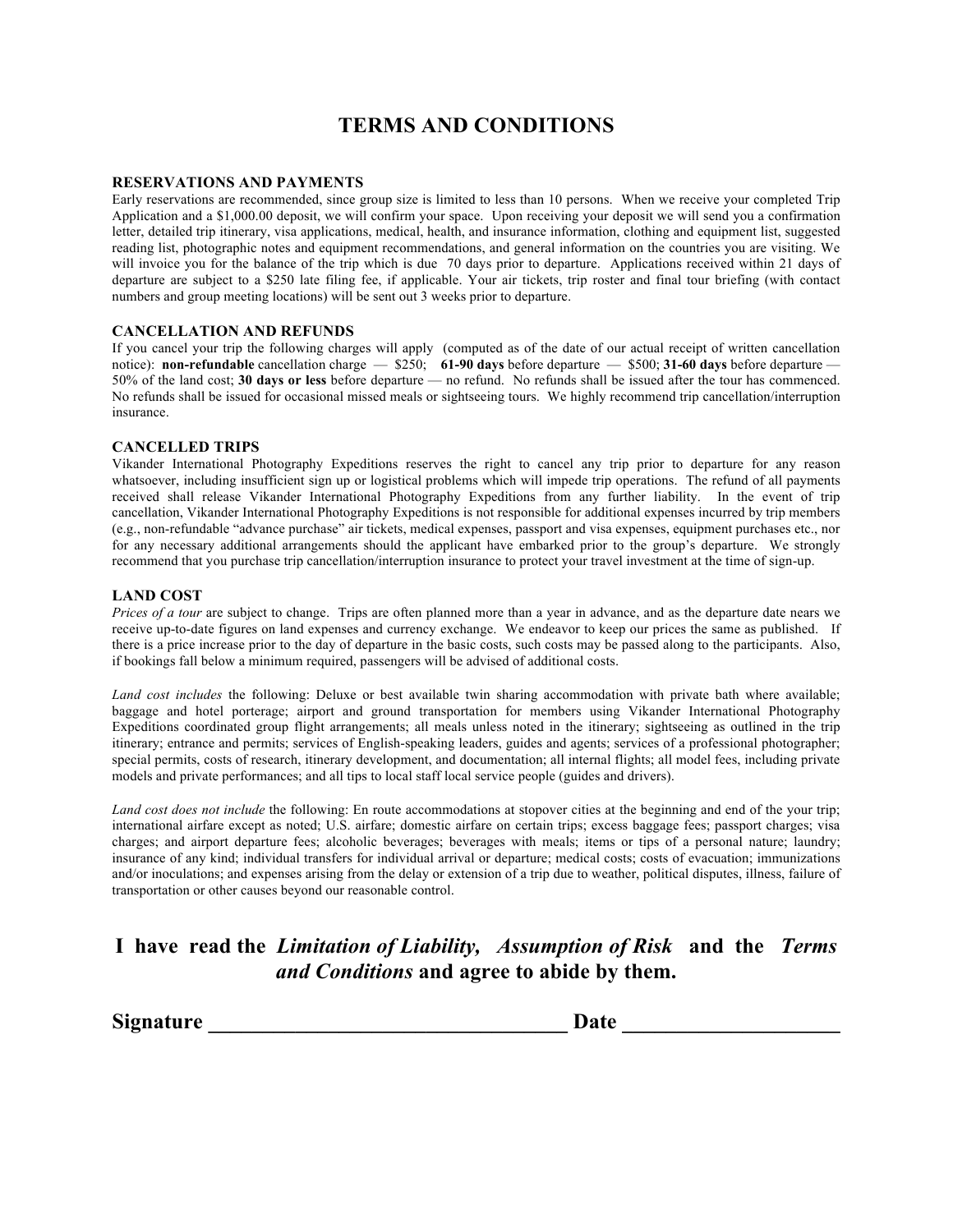# TERMS AND CONDITIONS

### RESERVATIONS AND PAYMENTS

Early reservations are recommended, since group size is limited to less than 10 persons. When we receive your completed Trip Application and a $1,000.00 deposit, we will confirm your space. Upon receiving your deposit we will send you a confirmation letter, detailed trip itinerary, visa applications, medical, health, and insurance information, clothing and equipment list, suggested reading list, photographic notes and equipment recommendations, and general information on the countries you are visiting. We will invoice you for the balance of the trip which is due 70 days prior to departure. Applications received within 21 days of departure are subject to a $250 late filing fee, if applicable. Your air tickets, trip roster and final tour briefing (with contact numbers and group meeting locations) will be sent out 3 weeks prior to departure.

### CANCELLATION AND REFUNDS

If you cancel your trip the following charges will apply (computed as of the date of our actual receipt of written cancellation notice): **non-refundable** cancellation charge — $250; **61-90 days** before departure — $500; **31-60 days** before departure — 50% of the land cost; **30 days or less** before departure — no refund. No refunds shall be issued after the tour has commenced. No refunds shall be issued for occasional missed meals or sightseeing tours. We highly recommend trip cancellation/interruption insurance.

### CANCELLED TRIPS

Vikander International Photography Expeditions reserves the right to cancel any trip prior to departure for any reason whatsoever, including insufficient sign up or logistical problems which will impede trip operations. The refund of all payments received shall release Vikander International Photography Expeditions from any further liability. In the event of trip cancellation, Vikander International Photography Expeditions is not responsible for additional expenses incurred by trip members (e.g., non-refundable "advance purchase" air tickets, medical expenses, passport and visa expenses, equipment purchases etc., nor for any necessary additional arrangements should the applicant have embarked prior to the group's departure. We strongly recommend that you purchase trip cancellation/interruption insurance to protect your travel investment at the time of sign-up.

### LAND COST

*Prices of a tour* are subject to change. Trips are often planned more than a year in advance, and as the departure date nears we receive up-to-date figures on land expenses and currency exchange. We endeavor to keep our prices the same as published. If there is a price increase prior to the day of departure in the basic costs, such costs may be passed along to the participants. Also, if bookings fall below a minimum required, passengers will be advised of additional costs.

*Land cost includes* the following: Deluxe or best available twin sharing accommodation with private bath where available; baggage and hotel porterage; airport and ground transportation for members using Vikander International Photography Expeditions coordinated group flight arrangements; all meals unless noted in the itinerary; sightseeing as outlined in the trip itinerary; entrance and permits; services of English-speaking leaders, guides and agents; services of a professional photographer; special permits, costs of research, itinerary development, and documentation; all internal flights; all model fees, including private models and private performances; and all tips to local staff local service people (guides and drivers).

*Land cost does not include* the following: En route accommodations at stopover cities at the beginning and end of the your trip; international airfare except as noted; U.S. airfare; domestic airfare on certain trips; excess baggage fees; passport charges; visa charges; and airport departure fees; alcoholic beverages; beverages with meals; items or tips of a personal nature; laundry; insurance of any kind; individual transfers for individual arrival or departure; medical costs; costs of evacuation; immunizations and/or inoculations; and expenses arising from the delay or extension of a trip due to weather, political disputes, illness, failure of transportation or other causes beyond our reasonable control.

## I have read the *Limitation of Liability, Assumption of Risk* and the *Terms and Conditions* and agree to abide by them.

**Signature ________________________________ Date ___________________**